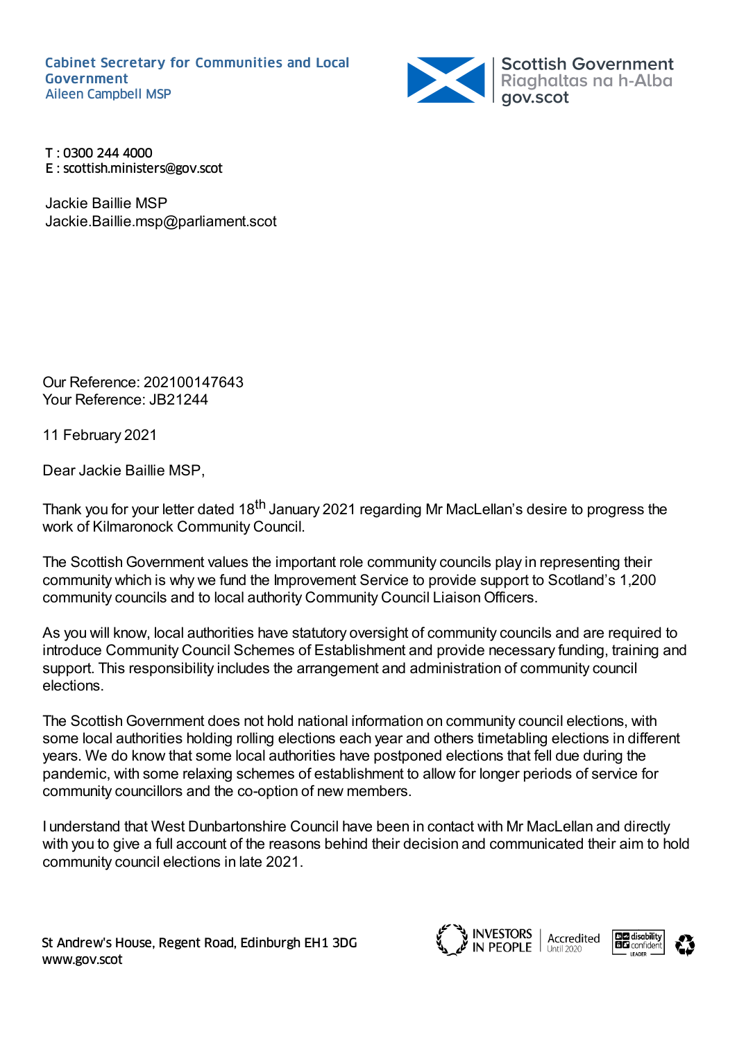**Cabinet Secretary for Communities and Local Government**
Aileen Campbell MSP

Scottish Government
Riaghaltas na h-Alba
gov.scot

T : 0300 244 4000
E : scottish.ministers@gov.scot

Jackie Baillie MSP
Jackie.Baillie.msp@parliament.scot

Our Reference: 202100147643
Your Reference: JB21244

11 February 2021

Dear Jackie Baillie MSP,

Thank you for your letter dated 18th January 2021 regarding Mr MacLellan's desire to progress the work of Kilmaronock Community Council.

The Scottish Government values the important role community councils play in representing their community which is why we fund the Improvement Service to provide support to Scotland's 1,200 community councils and to local authority Community Council Liaison Officers.

As you will know, local authorities have statutory oversight of community councils and are required to introduce Community Council Schemes of Establishment and provide necessary funding, training and support. This responsibility includes the arrangement and administration of community council elections.

The Scottish Government does not hold national information on community council elections, with some local authorities holding rolling elections each year and others timetabling elections in different years. We do know that some local authorities have postponed elections that fell due during the pandemic, with some relaxing schemes of establishment to allow for longer periods of service for community councillors and the co-option of new members.

I understand that West Dunbartonshire Council have been in contact with Mr MacLellan and directly with you to give a full account of the reasons behind their decision and communicated their aim to hold community council elections in late 2021.

St Andrew's House, Regent Road, Edinburgh EH1 3DG
www.gov.scot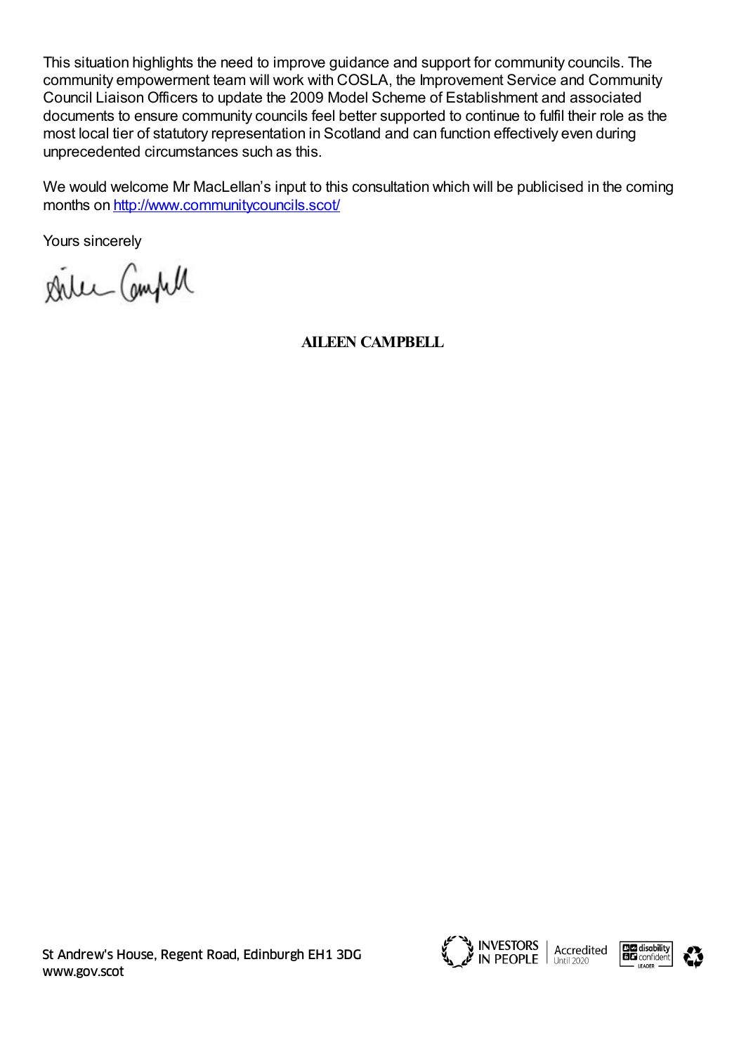This situation highlights the need to improve guidance and support for community councils. The community empowerment team will work with COSLA, the Improvement Service and Community Council Liaison Officers to update the 2009 Model Scheme of Establishment and associated documents to ensure community councils feel better supported to continue to fulfil their role as the most local tier of statutory representation in Scotland and can function effectively even during unprecedented circumstances such as this.

We would welcome Mr MacLellan's input to this consultation which will be publicised in the coming months on http://www.communitycouncils.scot/

Yours sincerely

**AILEEN CAMPBELL**

St Andrew's House, Regent Road, Edinburgh EH1 3DG
www.gov.scot